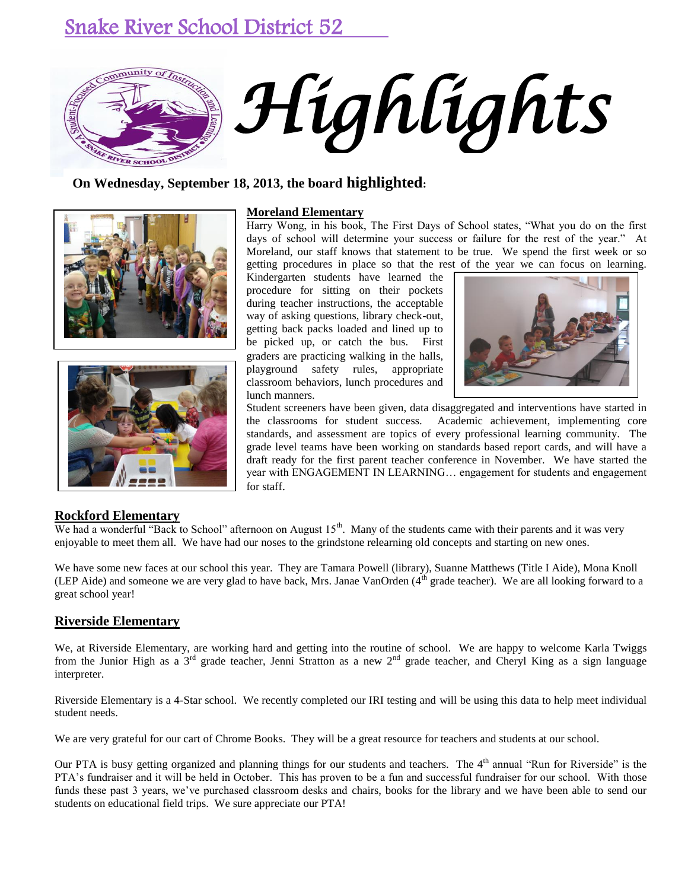# Snake River School District 52

# *Highlights*

**On Wednesday, September 18, 2013, the board highlighted:**

## Moreland Elementary

Harry Wong, in his book, The First Days of School states, "What you do on the first days of school will determine your success or failure for the rest of the year." At Moreland, our staff knows that statement to be true. We spend the first week or so getting procedures in place so that the rest of the year we can focus on learning. Kindergarten students have learned the procedure for sitting on their pockets during teacher instructions, the acceptable way of asking questions, library check-out, getting back packs loaded and lined up to be picked up, or catch the bus. First graders are practicing walking in the halls, playground safety rules, appropriate classroom behaviors, lunch procedures and lunch manners.

Student screeners have been given, data disaggregated and interventions have started in the classrooms for student success. Academic achievement, implementing core standards, and assessment are topics of every professional learning community. The grade level teams have been working on standards based report cards, and will have a draft ready for the first parent teacher conference in November. We have started the year with ENGAGEMENT IN LEARNING… engagement for students and engagement for staff.

## Rockford Elementary

We had a wonderful "Back to School" afternoon on August 15th. Many of the students came with their parents and it was very enjoyable to meet them all. We have had our noses to the grindstone relearning old concepts and starting on new ones.

We have some new faces at our school this year. They are Tamara Powell (library), Suanne Matthews (Title I Aide), Mona Knoll (LEP Aide) and someone we are very glad to have back, Mrs. Janae VanOrden (4th grade teacher). We are all looking forward to a great school year!

## Riverside Elementary

We, at Riverside Elementary, are working hard and getting into the routine of school. We are happy to welcome Karla Twiggs from the Junior High as a 3rd grade teacher, Jenni Stratton as a new 2nd grade teacher, and Cheryl King as a sign language interpreter.

Riverside Elementary is a 4-Star school. We recently completed our IRI testing and will be using this data to help meet individual student needs.

We are very grateful for our cart of Chrome Books. They will be a great resource for teachers and students at our school.

Our PTA is busy getting organized and planning things for our students and teachers. The 4th annual "Run for Riverside" is the PTA's fundraiser and it will be held in October. This has proven to be a fun and successful fundraiser for our school. With those funds these past 3 years, we've purchased classroom desks and chairs, books for the library and we have been able to send our students on educational field trips. We sure appreciate our PTA!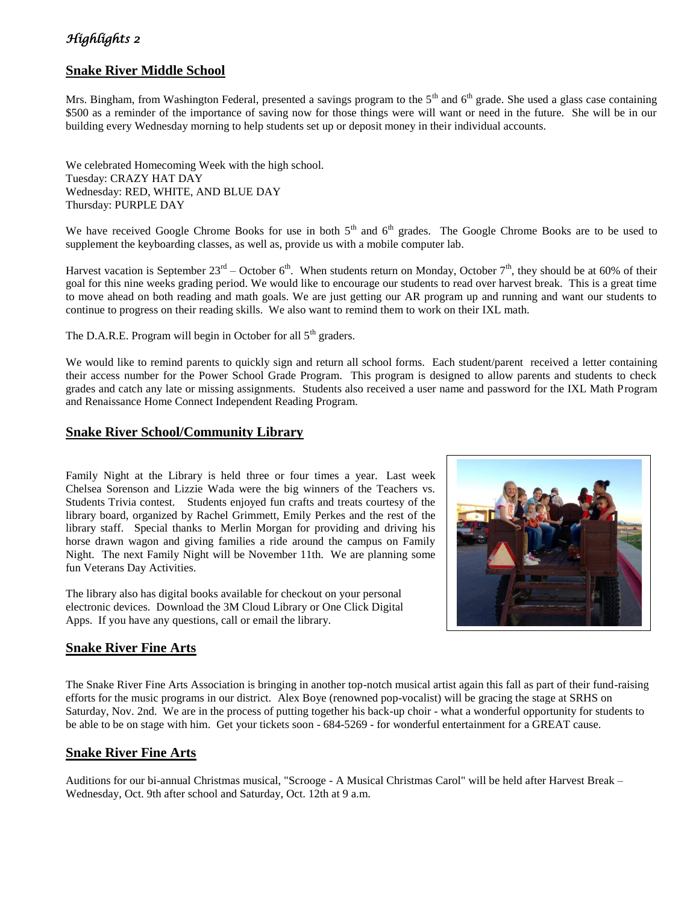*Highlights 2*

## Snake River Middle School

Mrs. Bingham, from Washington Federal, presented a savings program to the 5th and 6th grade. She used a glass case containing $500 as a reminder of the importance of saving now for those things were will want or need in the future. She will be in our building every Wednesday morning to help students set up or deposit money in their individual accounts.

We celebrated Homecoming Week with the high school.
Tuesday: CRAZY HAT DAY
Wednesday: RED, WHITE, AND BLUE DAY
Thursday: PURPLE DAY

We have received Google Chrome Books for use in both 5th and 6th grades. The Google Chrome Books are to be used to supplement the keyboarding classes, as well as, provide us with a mobile computer lab.

Harvest vacation is September 23rd – October 6th. When students return on Monday, October 7th, they should be at 60% of their goal for this nine weeks grading period. We would like to encourage our students to read over harvest break. This is a great time to move ahead on both reading and math goals. We are just getting our AR program up and running and want our students to continue to progress on their reading skills. We also want to remind them to work on their IXL math.

The D.A.R.E. Program will begin in October for all 5th graders.

We would like to remind parents to quickly sign and return all school forms. Each student/parent received a letter containing their access number for the Power School Grade Program. This program is designed to allow parents and students to check grades and catch any late or missing assignments. Students also received a user name and password for the IXL Math Program and Renaissance Home Connect Independent Reading Program.

## Snake River School/Community Library

Family Night at the Library is held three or four times a year. Last week Chelsea Sorenson and Lizzie Wada were the big winners of the Teachers vs. Students Trivia contest. Students enjoyed fun crafts and treats courtesy of the library board, organized by Rachel Grimmett, Emily Perkes and the rest of the library staff. Special thanks to Merlin Morgan for providing and driving his horse drawn wagon and giving families a ride around the campus on Family Night. The next Family Night will be November 11th. We are planning some fun Veterans Day Activities.

The library also has digital books available for checkout on your personal electronic devices. Download the 3M Cloud Library or One Click Digital Apps. If you have any questions, call or email the library.

## Snake River Fine Arts

The Snake River Fine Arts Association is bringing in another top-notch musical artist again this fall as part of their fund-raising efforts for the music programs in our district. Alex Boye (renowned pop-vocalist) will be gracing the stage at SRHS on Saturday, Nov. 2nd. We are in the process of putting together his back-up choir - what a wonderful opportunity for students to be able to be on stage with him. Get your tickets soon - 684-5269 - for wonderful entertainment for a GREAT cause.

## Snake River Fine Arts

Auditions for our bi-annual Christmas musical, "Scrooge - A Musical Christmas Carol" will be held after Harvest Break – Wednesday, Oct. 9th after school and Saturday, Oct. 12th at 9 a.m.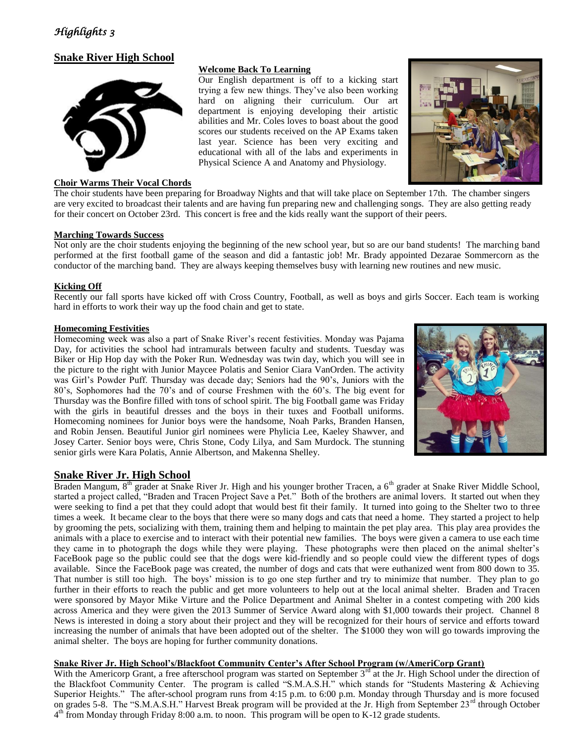*Highlights 3*

## Snake River High School

### Welcome Back To Learning

Our English department is off to a kicking start trying a few new things. They've also been working hard on aligning their curriculum. Our art department is enjoying developing their artistic abilities and Mr. Coles loves to boast about the good scores our students received on the AP Exams taken last year. Science has been very exciting and educational with all of the labs and experiments in Physical Science A and Anatomy and Physiology.

### Choir Warms Their Vocal Chords

The choir students have been preparing for Broadway Nights and that will take place on September 17th. The chamber singers are very excited to broadcast their talents and are having fun preparing new and challenging songs. They are also getting ready for their concert on October 23rd. This concert is free and the kids really want the support of their peers.

### Marching Towards Success

Not only are the choir students enjoying the beginning of the new school year, but so are our band students! The marching band performed at the first football game of the season and did a fantastic job! Mr. Brady appointed Dezarae Sommercorn as the conductor of the marching band. They are always keeping themselves busy with learning new routines and new music.

### Kicking Off

Recently our fall sports have kicked off with Cross Country, Football, as well as boys and girls Soccer. Each team is working hard in efforts to work their way up the food chain and get to state.

### Homecoming Festivities

Homecoming week was also a part of Snake River's recent festivities. Monday was Pajama Day, for activities the school had intramurals between faculty and students. Tuesday was Biker or Hip Hop day with the Poker Run. Wednesday was twin day, which you will see in the picture to the right with Junior Maycee Polatis and Senior Ciara VanOrden. The activity was Girl's Powder Puff. Thursday was decade day; Seniors had the 90's, Juniors with the 80's, Sophomores had the 70's and of course Freshmen with the 60's. The big event for Thursday was the Bonfire filled with tons of school spirit. The big Football game was Friday with the girls in beautiful dresses and the boys in their tuxes and Football uniforms. Homecoming nominees for Junior boys were the handsome, Noah Parks, Branden Hansen, and Robin Jensen. Beautiful Junior girl nominees were Phylicia Lee, Kaeley Shawver, and Josey Carter. Senior boys were, Chris Stone, Cody Lilya, and Sam Murdock. The stunning senior girls were Kara Polatis, Annie Albertson, and Makenna Shelley.

## Snake River Jr. High School

Braden Mangum, 8th grader at Snake River Jr. High and his younger brother Tracen, a 6th grader at Snake River Middle School, started a project called, "Braden and Tracen Project Save a Pet." Both of the brothers are animal lovers. It started out when they were seeking to find a pet that they could adopt that would best fit their family. It turned into going to the Shelter two to three times a week. It became clear to the boys that there were so many dogs and cats that need a home. They started a project to help by grooming the pets, socializing with them, training them and helping to maintain the pet play area. This play area provides the animals with a place to exercise and to interact with their potential new families. The boys were given a camera to use each time they came in to photograph the dogs while they were playing. These photographs were then placed on the animal shelter's FaceBook page so the public could see that the dogs were kid-friendly and so people could view the different types of dogs available. Since the FaceBook page was created, the number of dogs and cats that were euthanized went from 800 down to 35. That number is still too high. The boys' mission is to go one step further and try to minimize that number. They plan to go further in their efforts to reach the public and get more volunteers to help out at the local animal shelter. Braden and Tracen were sponsored by Mayor Mike Virture and the Police Department and Animal Shelter in a contest competing with 200 kids across America and they were given the 2013 Summer of Service Award along with $1,000 towards their project. Channel 8 News is interested in doing a story about their project and they will be recognized for their hours of service and efforts toward increasing the number of animals that have been adopted out of the shelter. The $1000 they won will go towards improving the animal shelter. The boys are hoping for further community donations.

### Snake River Jr. High School's/Blackfoot Community Center's After School Program (w/AmeriCorp Grant)

With the Americorp Grant, a free afterschool program was started on September 3rd at the Jr. High School under the direction of the Blackfoot Community Center. The program is called "S.M.A.S.H." which stands for "Students Mastering & Achieving Superior Heights." The after-school program runs from 4:15 p.m. to 6:00 p.m. Monday through Thursday and is more focused on grades 5-8. The "S.M.A.S.H." Harvest Break program will be provided at the Jr. High from September 23rd through October 4th from Monday through Friday 8:00 a.m. to noon. This program will be open to K-12 grade students.